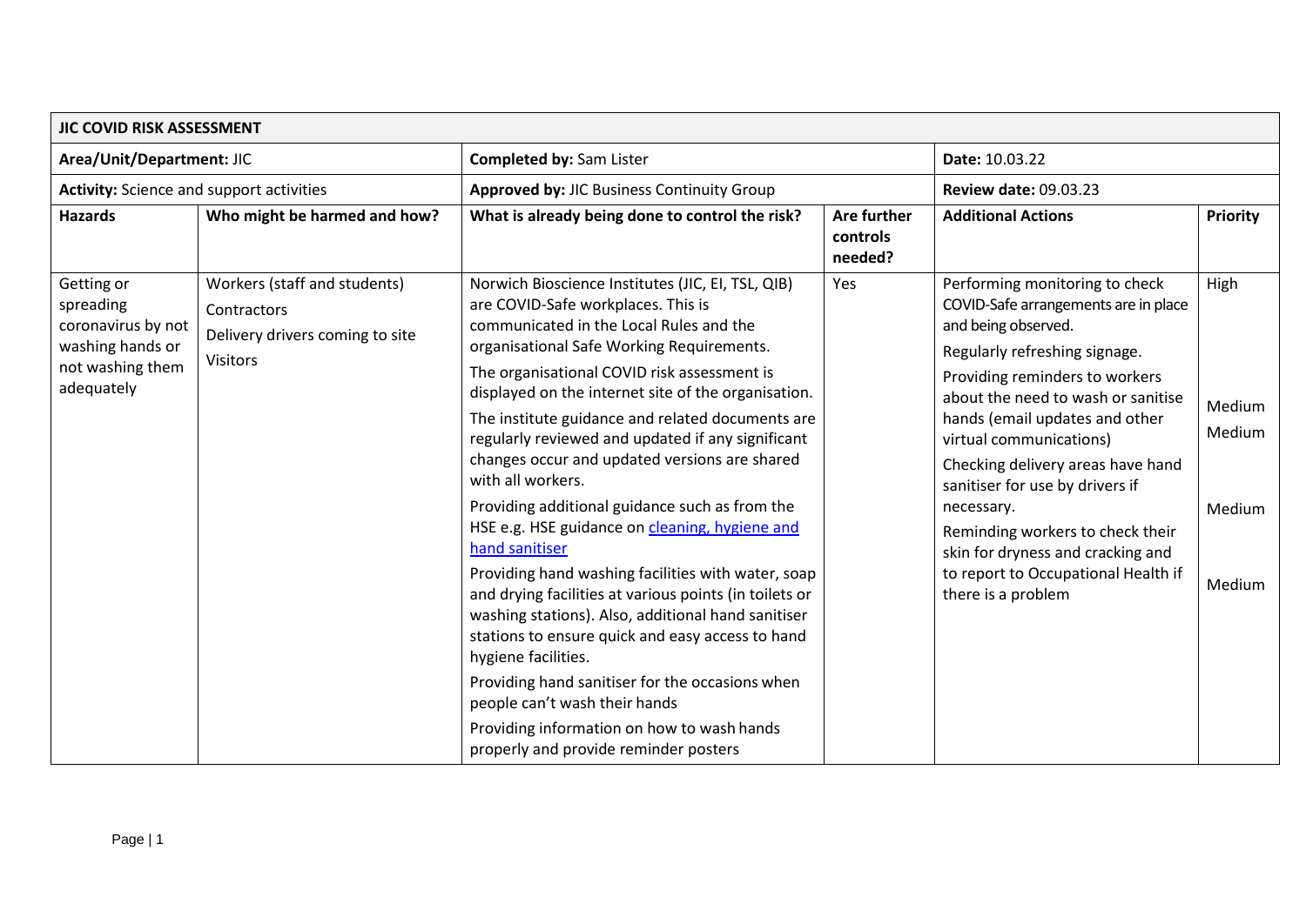| JIC COVID RISK ASSESSMENT | | | | | |
|---|---|---|---|---|---|
| **Area/Unit/Department:** JIC | | **Completed by:** Sam Lister | | **Date:** 10.03.22 | |
| **Activity:** Science and support activities | | **Approved by:** JIC Business Continuity Group | | **Review date:** 09.03.23 | |
| **Hazards** | **Who might be harmed and how?** | **What is already being done to control the risk?** | **Are further controls needed?** | **Additional Actions** | **Priority** |
| Getting or spreading coronavirus by not washing hands or not washing them adequately | Workers (staff and students)<br>Contractors<br>Delivery drivers coming to site<br>Visitors | Norwich Bioscience Institutes (JIC, EI, TSL, QIB) are COVID-Safe workplaces. This is communicated in the Local Rules and the organisational Safe Working Requirements.<br>The organisational COVID risk assessment is displayed on the internet site of the organisation.<br>The institute guidance and related documents are regularly reviewed and updated if any significant changes occur and updated versions are shared with all workers.<br>Providing additional guidance such as from the HSE e.g. HSE guidance on [cleaning, hygiene and hand sanitiser]<br>Providing hand washing facilities with water, soap and drying facilities at various points (in toilets or washing stations). Also, additional hand sanitiser stations to ensure quick and easy access to hand hygiene facilities.<br>Providing hand sanitiser for the occasions when people can't wash their hands<br>Providing information on how to wash hands properly and provide reminder posters | Yes | Performing monitoring to check COVID-Safe arrangements are in place and being observed.<br>Regularly refreshing signage.<br>Providing reminders to workers about the need to wash or sanitise hands (email updates and other virtual communications)<br>Checking delivery areas have hand sanitiser for use by drivers if necessary.<br>Reminding workers to check their skin for dryness and cracking and to report to Occupational Health if there is a problem | High<br>Medium<br>Medium<br>Medium<br>Medium |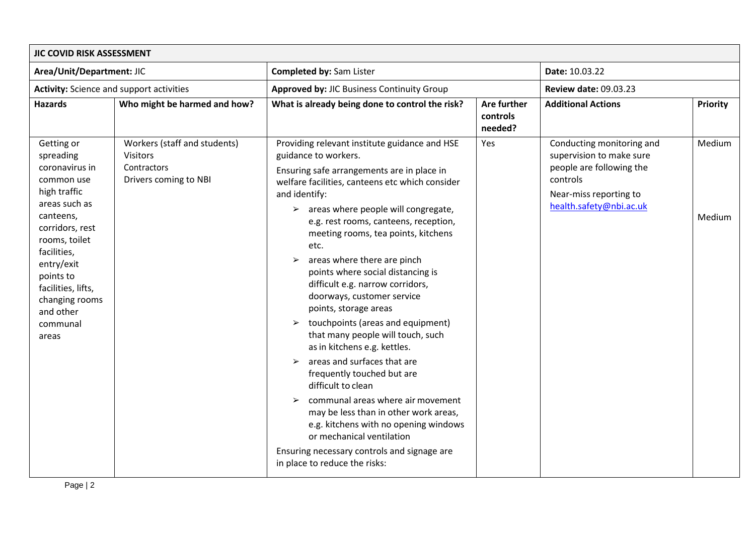| **JIC COVID RISK ASSESSMENT** | | | | | |
|---|---|---|---|---|---|
| **Area/Unit/Department:** JIC | | **Completed by:** Sam Lister | | **Date:** 10.03.22 | |
| **Activity:** Science and support activities | | **Approved by:** JIC Business Continuity Group | | **Review date:** 09.03.23 | |
| **Hazards** | **Who might be harmed and how?** | **What is already being done to control the risk?** | **Are further controls needed?** | **Additional Actions** | **Priority** |
| Getting or spreading coronavirus in common use high traffic areas such as canteens, corridors, rest rooms, toilet facilities, entry/exit points to facilities, lifts, changing rooms and other communal areas | Workers (staff and students)<br>Visitors<br>Contractors<br>Drivers coming to NBI | Providing relevant institute guidance and HSE guidance to workers.<br>Ensuring safe arrangements are in place in welfare facilities, canteens etc which consider and identify:<br>➢ areas where people will congregate, e.g. rest rooms, canteens, reception, meeting rooms, tea points, kitchens etc.<br>➢ areas where there are pinch points where social distancing is difficult e.g. narrow corridors, doorways, customer service points, storage areas<br>➢ touchpoints (areas and equipment) that many people will touch, such as in kitchens e.g. kettles.<br>➢ areas and surfaces that are frequently touched but are difficult to clean<br>➢ communal areas where air movement may be less than in other work areas, e.g. kitchens with no opening windows or mechanical ventilation<br>Ensuring necessary controls and signage are in place to reduce the risks: | Yes | Conducting monitoring and supervision to make sure people are following the controls<br>Near-miss reporting to health.safety@nbi.ac.uk | Medium<br><br>Medium |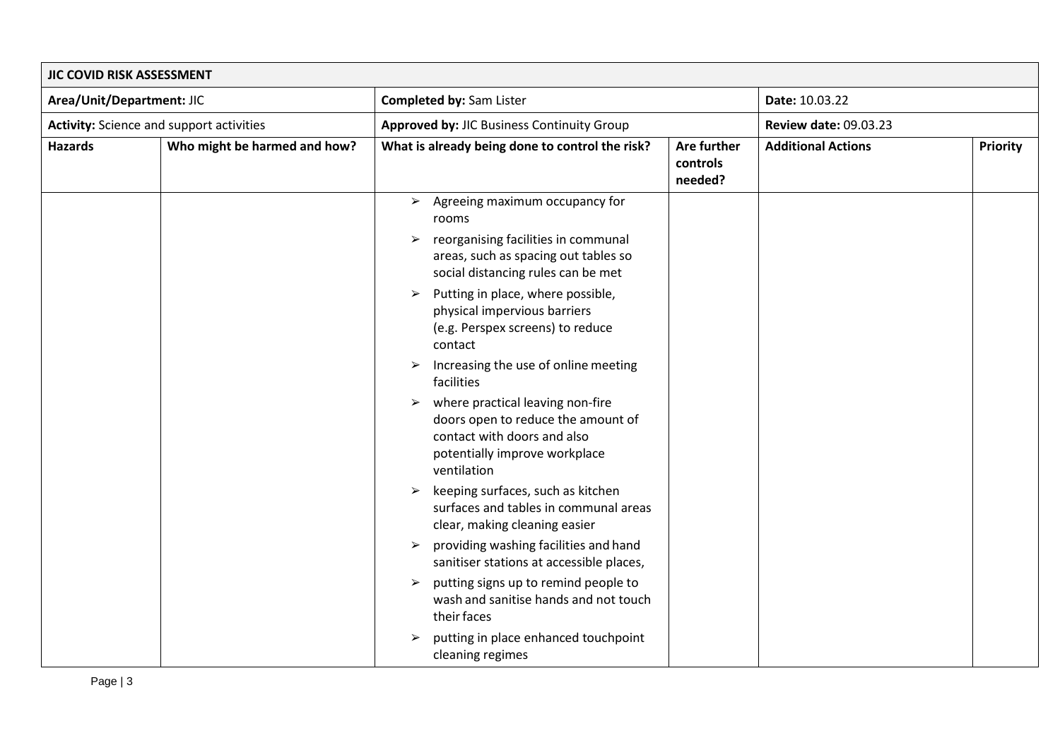| JIC COVID RISK ASSESSMENT | | | | | |
|---|---|---|---|---|---|
| **Area/Unit/Department:** JIC | | **Completed by:** Sam Lister | | **Date:** 10.03.22 | |
| **Activity:** Science and support activities | | **Approved by:** JIC Business Continuity Group | | **Review date:** 09.03.23 | |
| **Hazards** | **Who might be harmed and how?** | **What is already being done to control the risk?** | **Are further controls needed?** | **Additional Actions** | **Priority** |
| | | ➢ Agreeing maximum occupancy for rooms<br>➢ reorganising facilities in communal areas, such as spacing out tables so social distancing rules can be met<br>➢ Putting in place, where possible, physical impervious barriers (e.g. Perspex screens) to reduce contact<br>➢ Increasing the use of online meeting facilities<br>➢ where practical leaving non-fire doors open to reduce the amount of contact with doors and also potentially improve workplace ventilation<br>➢ keeping surfaces, such as kitchen surfaces and tables in communal areas clear, making cleaning easier<br>➢ providing washing facilities and hand sanitiser stations at accessible places,<br>➢ putting signs up to remind people to wash and sanitise hands and not touch their faces<br>➢ putting in place enhanced touchpoint cleaning regimes | | | |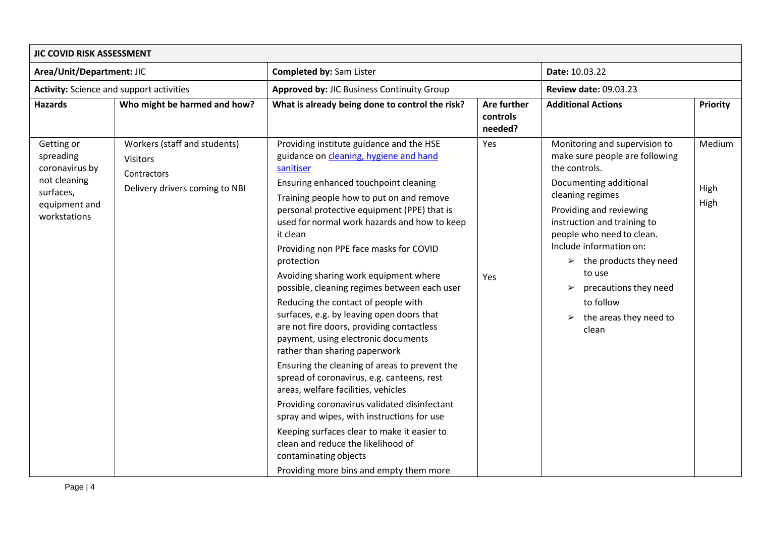| **JIC COVID RISK ASSESSMENT** | | | | | |
|---|---|---|---|---|---|
| **Area/Unit/Department:** JIC | | **Completed by:** Sam Lister | | **Date:** 10.03.22 | |
| **Activity:** Science and support activities | | **Approved by:** JIC Business Continuity Group | | **Review date:** 09.03.23 | |
| **Hazards** | **Who might be harmed and how?** | **What is already being done to control the risk?** | **Are further controls needed?** | **Additional Actions** | **Priority** |
| Getting or spreading coronavirus by not cleaning surfaces, equipment and workstations | Workers (staff and students)<br>Visitors<br>Contractors<br>Delivery drivers coming to NBI | Providing institute guidance and the HSE guidance on [cleaning, hygiene and hand sanitiser](https://)<br>Ensuring enhanced touchpoint cleaning<br>Training people how to put on and remove personal protective equipment (PPE) that is used for normal work hazards and how to keep it clean<br>Providing non PPE face masks for COVID protection<br>Avoiding sharing work equipment where possible, cleaning regimes between each user<br>Reducing the contact of people with surfaces, e.g. by leaving open doors that are not fire doors, providing contactless payment, using electronic documents rather than sharing paperwork<br>Ensuring the cleaning of areas to prevent the spread of coronavirus, e.g. canteens, rest areas, welfare facilities, vehicles<br>Providing coronavirus validated disinfectant spray and wipes, with instructions for use<br>Keeping surfaces clear to make it easier to clean and reduce the likelihood of contaminating objects<br>Providing more bins and empty them more | Yes<br><br><br><br><br>Yes | Monitoring and supervision to make sure people are following the controls.<br>Documenting additional cleaning regimes<br>Providing and reviewing instruction and training to people who need to clean. Include information on:<br>➢ the products they need to use<br>➢ precautions they need to follow<br>➢ the areas they need to clean | Medium<br><br>High<br>High |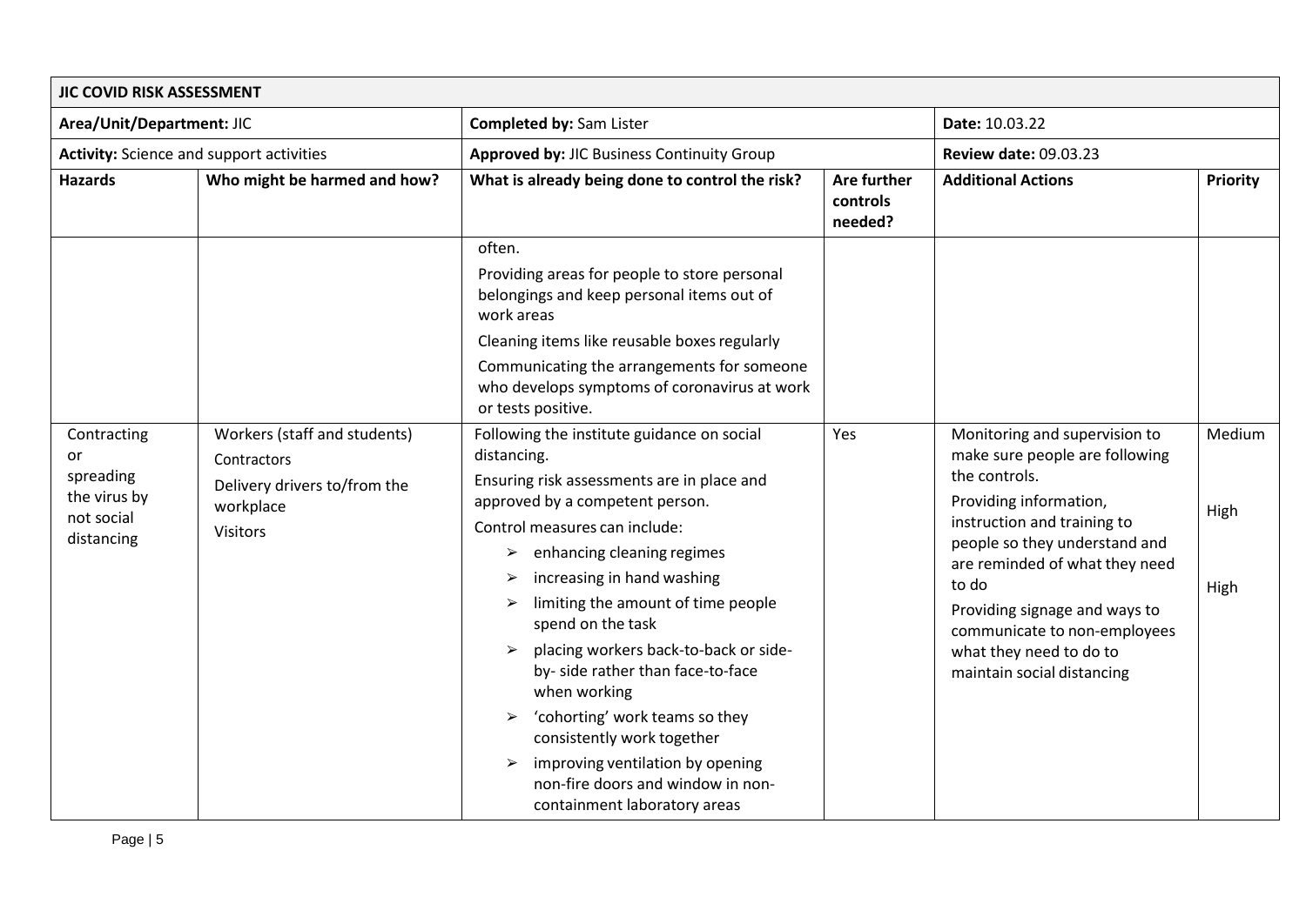| **JIC COVID RISK ASSESSMENT** | | | | | |
|---|---|---|---|---|---|
| **Area/Unit/Department:** JIC | | **Completed by:** Sam Lister | | **Date:** 10.03.22 | |
| **Activity:** Science and support activities | | **Approved by:** JIC Business Continuity Group | | **Review date:** 09.03.23 | |
| **Hazards** | **Who might be harmed and how?** | **What is already being done to control the risk?** | **Are further controls needed?** | **Additional Actions** | **Priority** |
| | | often.<br>Providing areas for people to store personal belongings and keep personal items out of work areas<br>Cleaning items like reusable boxes regularly<br>Communicating the arrangements for someone who develops symptoms of coronavirus at work or tests positive. | | | |
| Contracting or spreading the virus by not social distancing | Workers (staff and students)<br>Contractors<br>Delivery drivers to/from the workplace<br>Visitors | Following the institute guidance on social distancing.<br>Ensuring risk assessments are in place and approved by a competent person.<br>Control measures can include:<br>➢ enhancing cleaning regimes<br>➢ increasing in hand washing<br>➢ limiting the amount of time people spend on the task<br>➢ placing workers back-to-back or side-by- side rather than face-to-face when working<br>➢ 'cohorting' work teams so they consistently work together<br>➢ improving ventilation by opening non-fire doors and window in non-containment laboratory areas | Yes | Monitoring and supervision to make sure people are following the controls.<br>Providing information, instruction and training to people so they understand and are reminded of what they need to do<br>Providing signage and ways to communicate to non-employees what they need to do to maintain social distancing | Medium<br><br>High<br><br>High |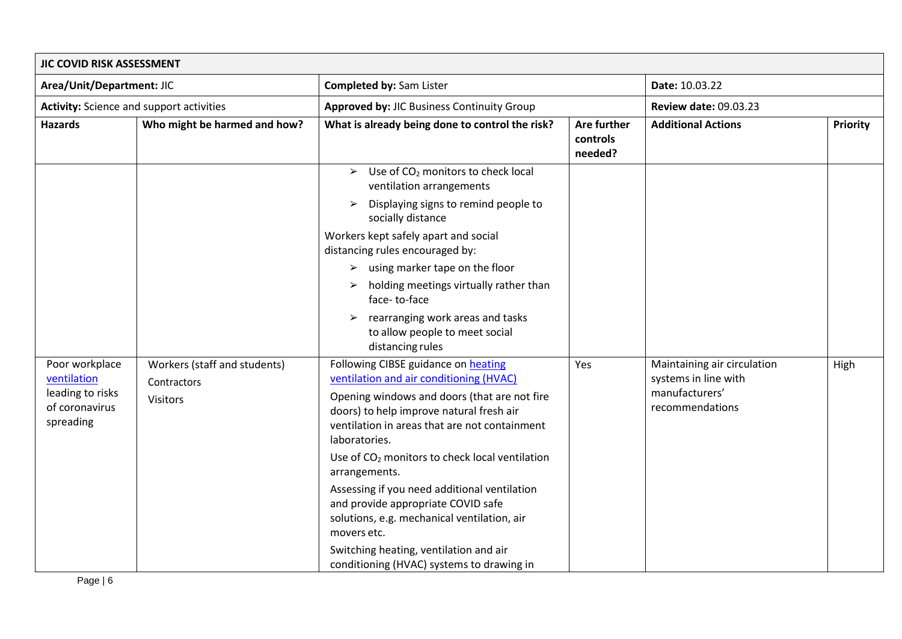| **JIC COVID RISK ASSESSMENT** | | | | | |
|---|---|---|---|---|---|
| **Area/Unit/Department:** JIC | | **Completed by:** Sam Lister | | **Date:** 10.03.22 | |
| **Activity:** Science and support activities | | **Approved by:** JIC Business Continuity Group | | **Review date:** 09.03.23 | |
| **Hazards** | **Who might be harmed and how?** | **What is already being done to control the risk?** | **Are further controls needed?** | **Additional Actions** | **Priority** |
| | | ➢ Use of $CO_2$ monitors to check local ventilation arrangements<br>➢ Displaying signs to remind people to socially distance<br>Workers kept safely apart and social distancing rules encouraged by:<br>➢ using marker tape on the floor<br>➢ holding meetings virtually rather than face- to-face<br>➢ rearranging work areas and tasks to allow people to meet social distancing rules | | | |
| Poor workplace [ventilation](#) leading to risks of coronavirus spreading | Workers (staff and students)<br>Contractors<br>Visitors | Following CIBSE guidance on [heating ventilation and air conditioning (HVAC)](#)<br>Opening windows and doors (that are not fire doors) to help improve natural fresh air ventilation in areas that are not containment laboratories.<br>Use of $CO_2$ monitors to check local ventilation arrangements.<br>Assessing if you need additional ventilation and provide appropriate COVID safe solutions, e.g. mechanical ventilation, air movers etc.<br>Switching heating, ventilation and air conditioning (HVAC) systems to drawing in | Yes | Maintaining air circulation systems in line with manufacturers' recommendations | High |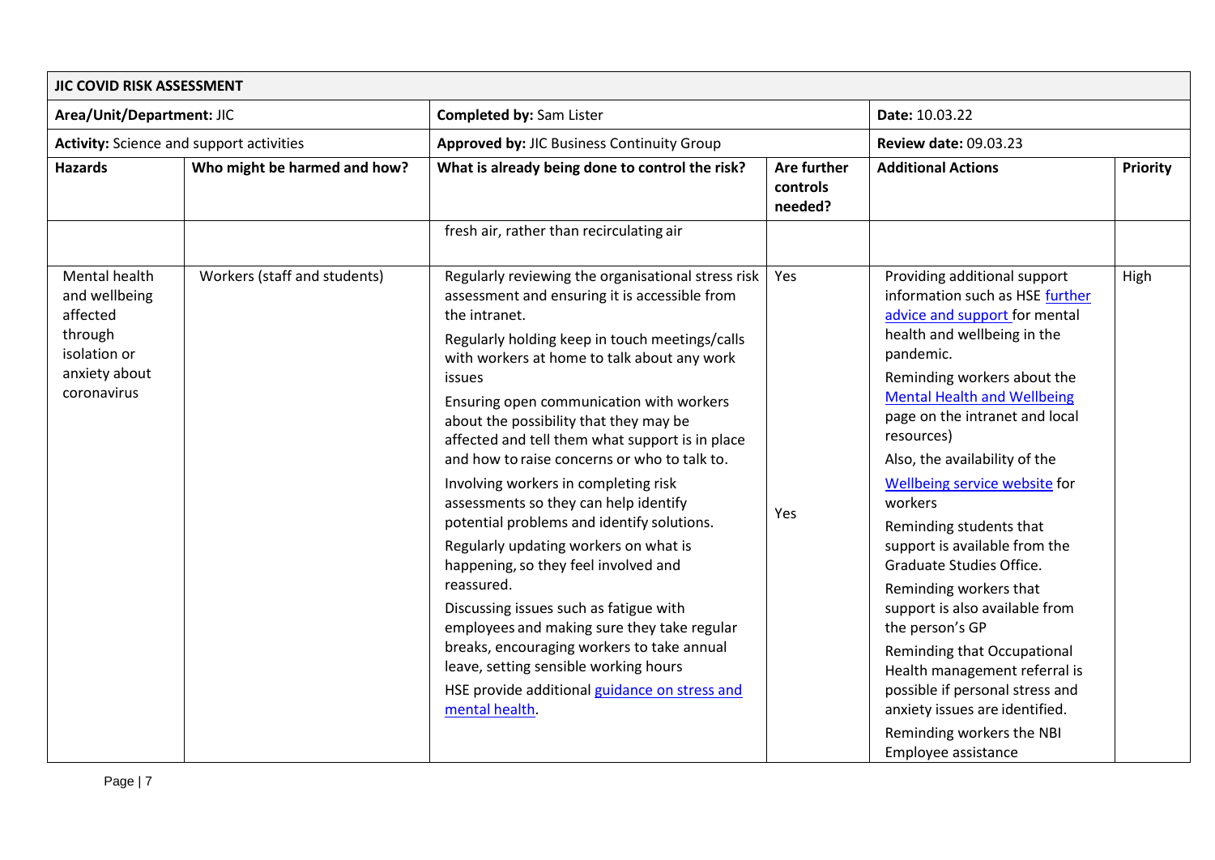| **JIC COVID RISK ASSESSMENT** | | | | | |
|---|---|---|---|---|---|
| **Area/Unit/Department:** JIC | | **Completed by:** Sam Lister | | **Date:** 10.03.22 | |
| **Activity:** Science and support activities | | **Approved by:** JIC Business Continuity Group | | **Review date:** 09.03.23 | |
| **Hazards** | **Who might be harmed and how?** | **What is already being done to control the risk?** | **Are further controls needed?** | **Additional Actions** | **Priority** |
| | | fresh air, rather than recirculating air | | | |
| Mental health and wellbeing affected through isolation or anxiety about coronavirus | Workers (staff and students) | Regularly reviewing the organisational stress risk assessment and ensuring it is accessible from the intranet.<br><br>Regularly holding keep in touch meetings/calls with workers at home to talk about any work issues<br><br>Ensuring open communication with workers about the possibility that they may be affected and tell them what support is in place and how to raise concerns or who to talk to.<br><br>Involving workers in completing risk assessments so they can help identify potential problems and identify solutions.<br><br>Regularly updating workers on what is happening, so they feel involved and reassured.<br><br>Discussing issues such as fatigue with employees and making sure they take regular breaks, encouraging workers to take annual leave, setting sensible working hours<br><br>HSE provide additional guidance on stress and mental health. | Yes<br><br><br><br><br><br><br><br>Yes | Providing additional support information such as HSE further advice and support for mental health and wellbeing in the pandemic.<br><br>Reminding workers about the Mental Health and Wellbeing page on the intranet and local resources)<br><br>Also, the availability of the Wellbeing service website for workers<br><br>Reminding students that support is available from the Graduate Studies Office.<br><br>Reminding workers that support is also available from the person's GP<br><br>Reminding that Occupational Health management referral is possible if personal stress and anxiety issues are identified.<br><br>Reminding workers the NBI Employee assistance | High |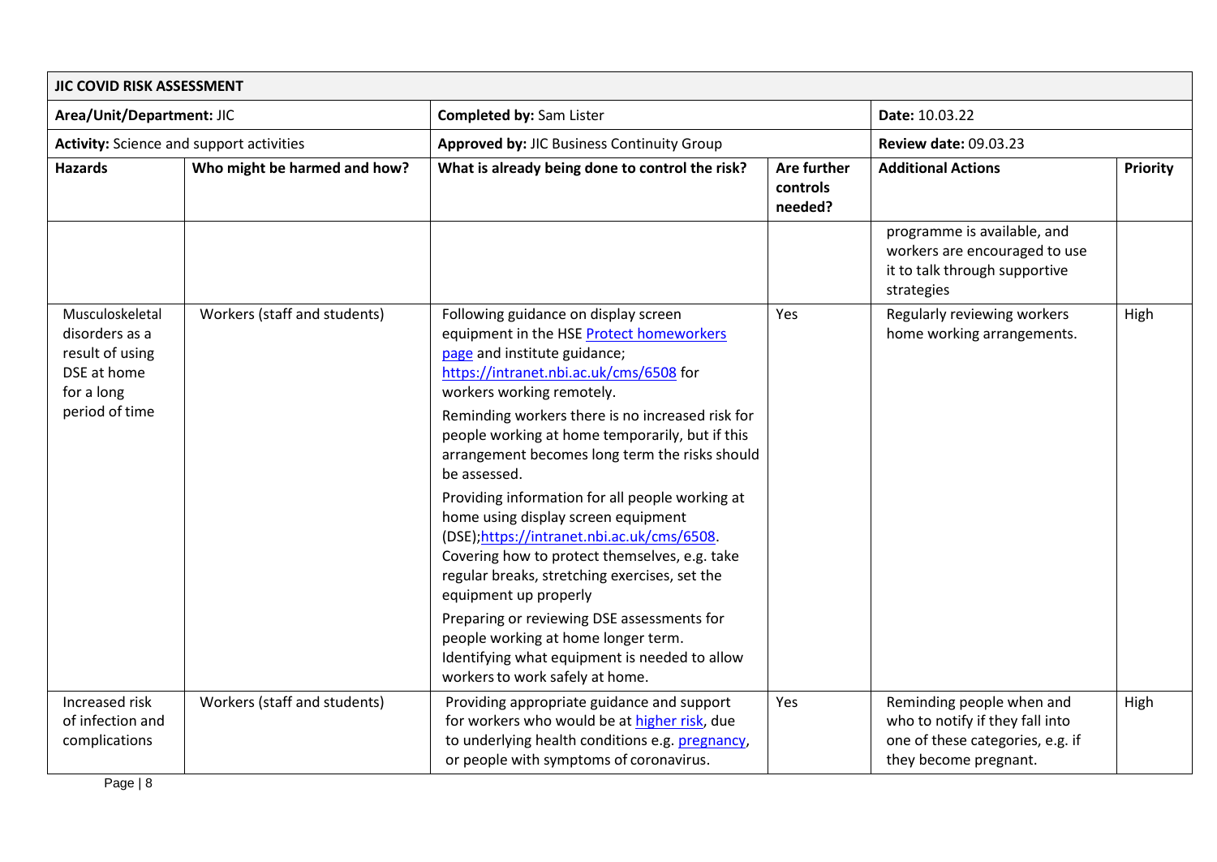| JIC COVID RISK ASSESSMENT | | | | | |
|---|---|---|---|---|---|
| **Area/Unit/Department:** JIC | | **Completed by:** Sam Lister | | **Date:** 10.03.22 | |
| **Activity:** Science and support activities | | **Approved by:** JIC Business Continuity Group | | **Review date:** 09.03.23 | |
| **Hazards** | **Who might be harmed and how?** | **What is already being done to control the risk?** | **Are further controls needed?** | **Additional Actions** | **Priority** |
| | | | | programme is available, and workers are encouraged to use it to talk through supportive strategies | |
| Musculoskeletal disorders as a result of using DSE at home for a long period of time | Workers (staff and students) | Following guidance on display screen equipment in the HSE [Protect homeworkers page](Protect homeworkers page) and institute guidance; https://intranet.nbi.ac.uk/cms/6508 for workers working remotely.<br><br>Reminding workers there is no increased risk for people working at home temporarily, but if this arrangement becomes long term the risks should be assessed.<br><br>Providing information for all people working at home using display screen equipment (DSE);https://intranet.nbi.ac.uk/cms/6508. Covering how to protect themselves, e.g. take regular breaks, stretching exercises, set the equipment up properly<br><br>Preparing or reviewing DSE assessments for people working at home longer term. Identifying what equipment is needed to allow workers to work safely at home. | Yes | Regularly reviewing workers home working arrangements. | High |
| Increased risk of infection and complications | Workers (staff and students) | Providing appropriate guidance and support for workers who would be at higher risk, due to underlying health conditions e.g. pregnancy, or people with symptoms of coronavirus. | Yes | Reminding people when and who to notify if they fall into one of these categories, e.g. if they become pregnant. | High |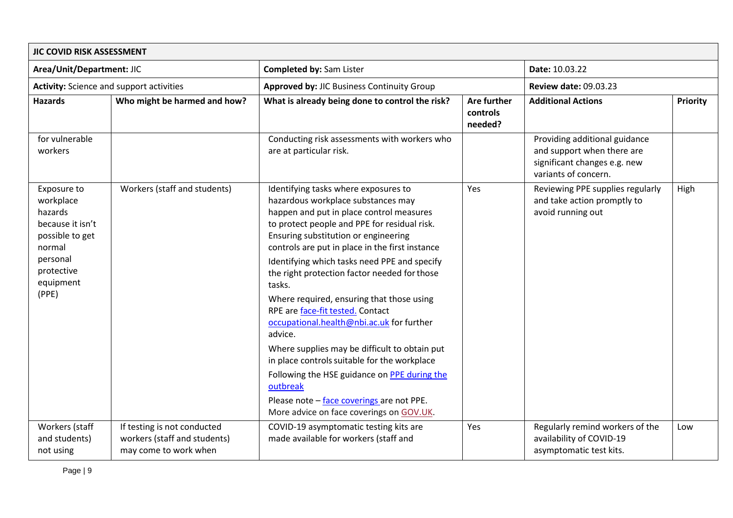| JIC COVID RISK ASSESSMENT | | | | | |
|---|---|---|---|---|---|
| **Area/Unit/Department:** JIC | | **Completed by:** Sam Lister | | **Date:** 10.03.22 | |
| **Activity:** Science and support activities | | **Approved by:** JIC Business Continuity Group | | **Review date:** 09.03.23 | |
| **Hazards** | **Who might be harmed and how?** | **What is already being done to control the risk?** | **Are further controls needed?** | **Additional Actions** | **Priority** |
| for vulnerable workers | | Conducting risk assessments with workers who are at particular risk. | | Providing additional guidance and support when there are significant changes e.g. new variants of concern. | |
| Exposure to workplace hazards because it isn't possible to get normal personal protective equipment (PPE) | Workers (staff and students) | Identifying tasks where exposures to hazardous workplace substances may happen and put in place control measures to protect people and PPE for residual risk. Ensuring substitution or engineering controls are put in place in the first instance<br><br>Identifying which tasks need PPE and specify the right protection factor needed for those tasks.<br><br>Where required, ensuring that those using RPE are face-fit tested. Contact occupational.health@nbi.ac.uk for further advice.<br><br>Where supplies may be difficult to obtain put in place controls suitable for the workplace<br><br>Following the HSE guidance on PPE during the outbreak<br><br>Please note – face coverings are not PPE. More advice on face coverings on GOV.UK. | Yes | Reviewing PPE supplies regularly and take action promptly to avoid running out | High |
| Workers (staff and students) not using | If testing is not conducted workers (staff and students) may come to work when | COVID-19 asymptomatic testing kits are made available for workers (staff and | Yes | Regularly remind workers of the availability of COVID-19 asymptomatic test kits. | Low |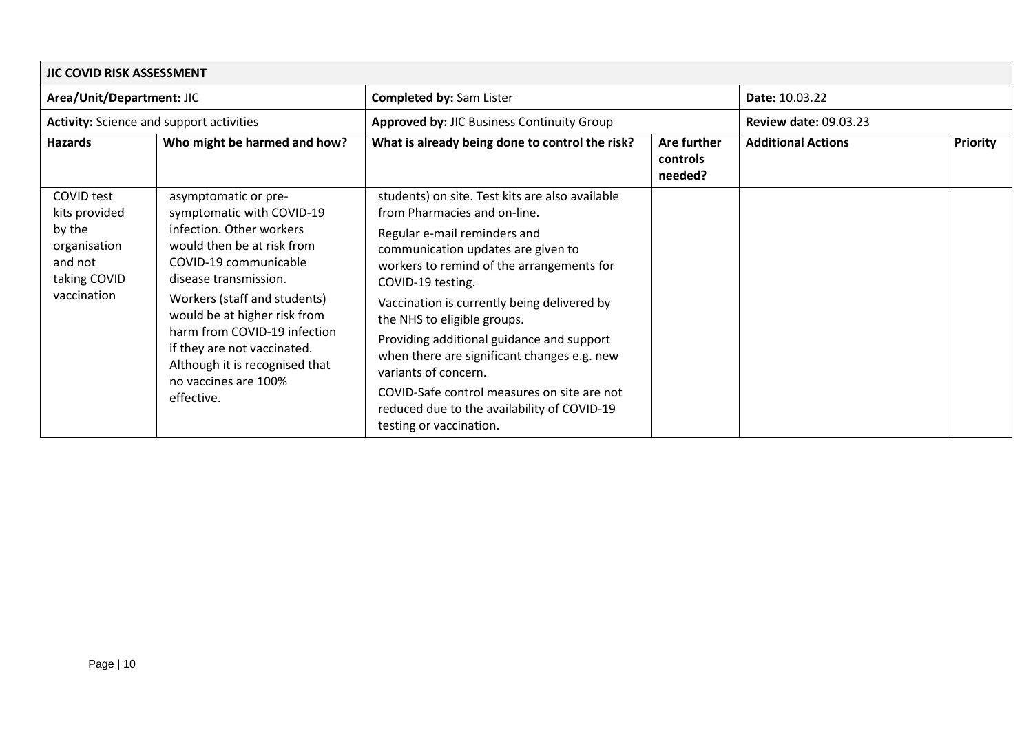| JIC COVID RISK ASSESSMENT | | | | | |
|---|---|---|---|---|---|
| **Area/Unit/Department:** JIC | | **Completed by:** Sam Lister | | **Date:** 10.03.22 | |
| **Activity:** Science and support activities | | **Approved by:** JIC Business Continuity Group | | **Review date:** 09.03.23 | |
| **Hazards** | **Who might be harmed and how?** | **What is already being done to control the risk?** | **Are further controls needed?** | **Additional Actions** | **Priority** |
| COVID test kits provided by the organisation and not taking COVID vaccination | asymptomatic or pre-symptomatic with COVID-19 infection. Other workers would then be at risk from COVID-19 communicable disease transmission.<br><br>Workers (staff and students) would be at higher risk from harm from COVID-19 infection if they are not vaccinated. Although it is recognised that no vaccines are 100% effective. | students) on site. Test kits are also available from Pharmacies and on-line.<br><br>Regular e-mail reminders and communication updates are given to workers to remind of the arrangements for COVID-19 testing.<br><br>Vaccination is currently being delivered by the NHS to eligible groups.<br><br>Providing additional guidance and support when there are significant changes e.g. new variants of concern.<br><br>COVID-Safe control measures on site are not reduced due to the availability of COVID-19 testing or vaccination. | | | |